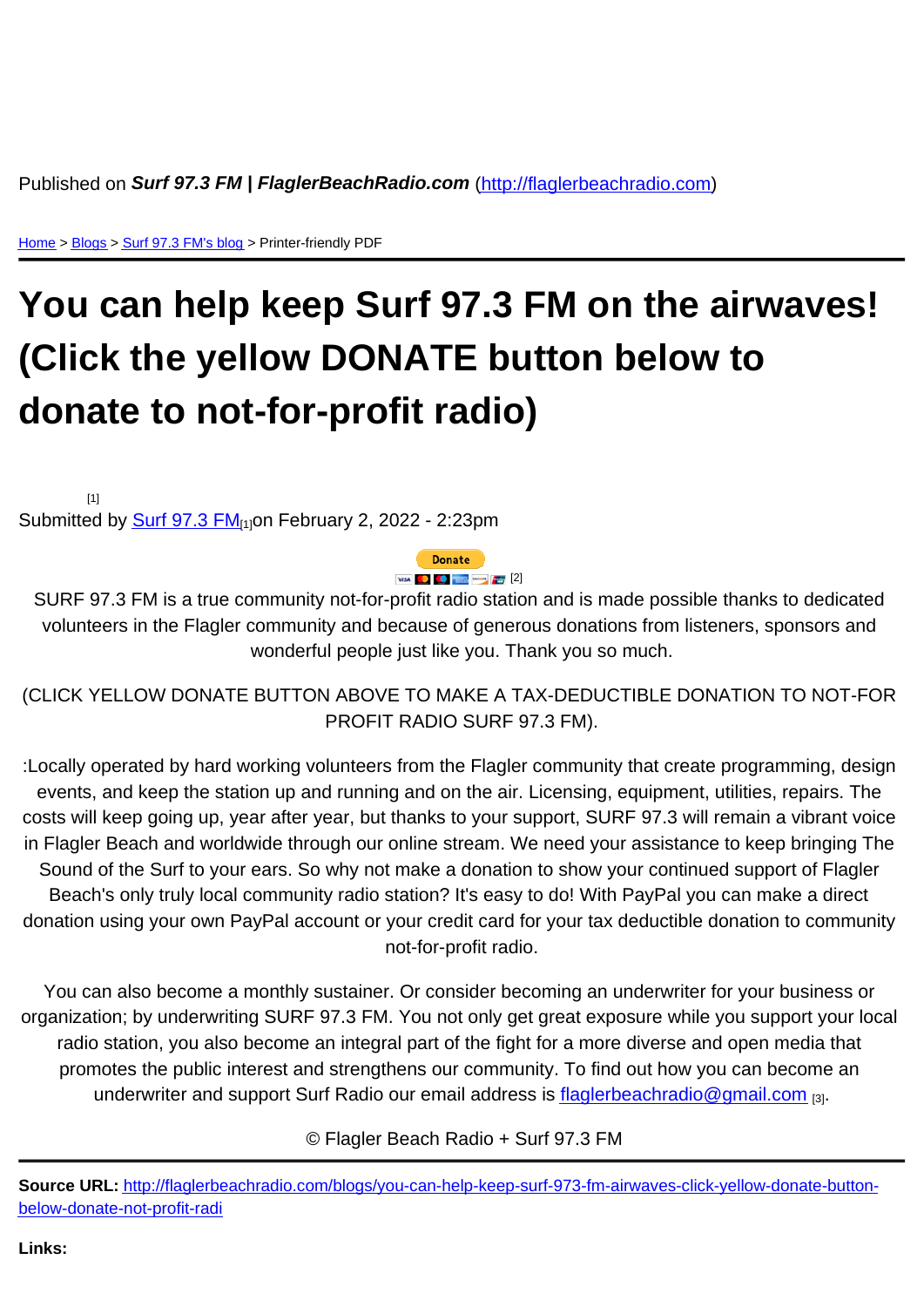Published on ***Surf 97.3 FM | FlaglerBeachRadio.com*** (http://flaglerbeachradio.com)

Home > Blogs > Surf 97.3 FM's blog > Printer-friendly PDF

# You can help keep Surf 97.3 FM on the airwaves! (Click the yellow DONATE button below to donate to not-for-profit radio)

[1]

Submitted by Surf 97.3 FM[1] on February 2, 2022 - 2:23pm

Donate [2]

SURF 97.3 FM is a true community not-for-profit radio station and is made possible thanks to dedicated volunteers in the Flagler community and because of generous donations from listeners, sponsors and wonderful people just like you. Thank you so much.

(CLICK YELLOW DONATE BUTTON ABOVE TO MAKE A TAX-DEDUCTIBLE DONATION TO NOT-FOR PROFIT RADIO SURF 97.3 FM).

:Locally operated by hard working volunteers from the Flagler community that create programming, design events, and keep the station up and running and on the air. Licensing, equipment, utilities, repairs. The costs will keep going up, year after year, but thanks to your support, SURF 97.3 will remain a vibrant voice in Flagler Beach and worldwide through our online stream. We need your assistance to keep bringing The Sound of the Surf to your ears. So why not make a donation to show your continued support of Flagler Beach's only truly local community radio station? It's easy to do! With PayPal you can make a direct donation using your own PayPal account or your credit card for your tax deductible donation to community not-for-profit radio.

You can also become a monthly sustainer. Or consider becoming an underwriter for your business or organization; by underwriting SURF 97.3 FM. You not only get great exposure while you support your local radio station, you also become an integral part of the fight for a more diverse and open media that promotes the public interest and strengthens our community. To find out how you can become an underwriter and support Surf Radio our email address is flaglerbeachradio@gmail.com [3].

© Flagler Beach Radio + Surf 97.3 FM

**Source URL:** http://flaglerbeachradio.com/blogs/you-can-help-keep-surf-973-fm-airwaves-click-yellow-donate-button-below-donate-not-profit-radi

**Links:**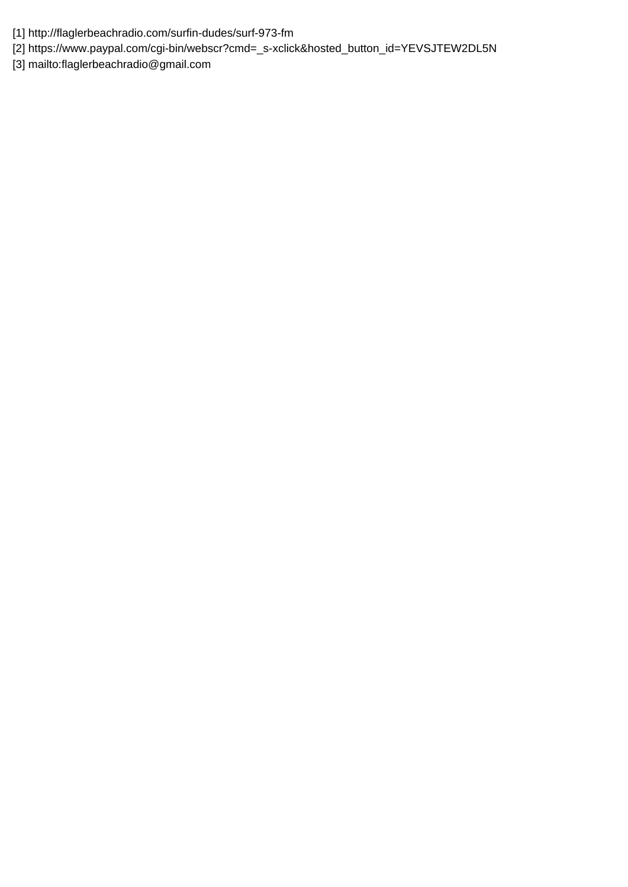[1] http://flaglerbeachradio.com/surfin-dudes/surf-973-fm

[2] https://www.paypal.com/cgi-bin/webscr?cmd=_s-xclick&hosted_button_id=YEVSJTEW2DL5N

[3] mailto:flaglerbeachradio@gmail.com